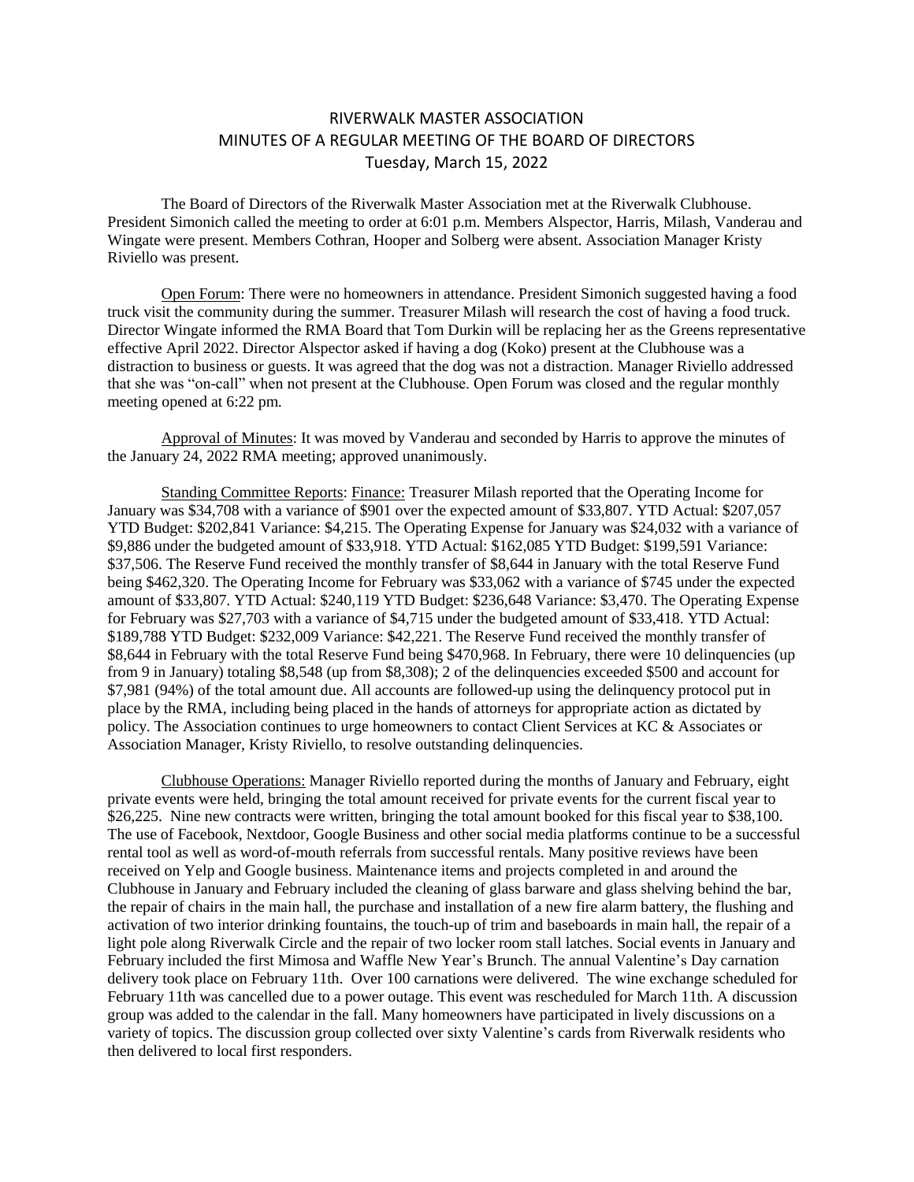# RIVERWALK MASTER ASSOCIATION
## MINUTES OF A REGULAR MEETING OF THE BOARD OF DIRECTORS
### Tuesday, March 15, 2022

The Board of Directors of the Riverwalk Master Association met at the Riverwalk Clubhouse. President Simonich called the meeting to order at 6:01 p.m. Members Alspector, Harris, Milash, Vanderau and Wingate were present. Members Cothran, Hooper and Solberg were absent. Association Manager Kristy Riviello was present.

Open Forum: There were no homeowners in attendance. President Simonich suggested having a food truck visit the community during the summer. Treasurer Milash will research the cost of having a food truck. Director Wingate informed the RMA Board that Tom Durkin will be replacing her as the Greens representative effective April 2022. Director Alspector asked if having a dog (Koko) present at the Clubhouse was a distraction to business or guests. It was agreed that the dog was not a distraction. Manager Riviello addressed that she was "on-call" when not present at the Clubhouse. Open Forum was closed and the regular monthly meeting opened at 6:22 pm.

Approval of Minutes: It was moved by Vanderau and seconded by Harris to approve the minutes of the January 24, 2022 RMA meeting; approved unanimously.

Standing Committee Reports: Finance: Treasurer Milash reported that the Operating Income for January was $34,708 with a variance of $901 over the expected amount of $33,807. YTD Actual: $207,057 YTD Budget: $202,841 Variance: $4,215. The Operating Expense for January was $24,032 with a variance of $9,886 under the budgeted amount of $33,918. YTD Actual: $162,085 YTD Budget: $199,591 Variance: $37,506. The Reserve Fund received the monthly transfer of $8,644 in January with the total Reserve Fund being $462,320. The Operating Income for February was $33,062 with a variance of $745 under the expected amount of $33,807. YTD Actual: $240,119 YTD Budget: $236,648 Variance: $3,470. The Operating Expense for February was $27,703 with a variance of $4,715 under the budgeted amount of $33,418. YTD Actual: $189,788 YTD Budget: $232,009 Variance: $42,221. The Reserve Fund received the monthly transfer of $8,644 in February with the total Reserve Fund being $470,968. In February, there were 10 delinquencies (up from 9 in January) totaling $8,548 (up from $8,308); 2 of the delinquencies exceeded $500 and account for $7,981 (94%) of the total amount due. All accounts are followed-up using the delinquency protocol put in place by the RMA, including being placed in the hands of attorneys for appropriate action as dictated by policy. The Association continues to urge homeowners to contact Client Services at KC & Associates or Association Manager, Kristy Riviello, to resolve outstanding delinquencies.

Clubhouse Operations: Manager Riviello reported during the months of January and February, eight private events were held, bringing the total amount received for private events for the current fiscal year to $26,225. Nine new contracts were written, bringing the total amount booked for this fiscal year to $38,100. The use of Facebook, Nextdoor, Google Business and other social media platforms continue to be a successful rental tool as well as word-of-mouth referrals from successful rentals. Many positive reviews have been received on Yelp and Google business. Maintenance items and projects completed in and around the Clubhouse in January and February included the cleaning of glass barware and glass shelving behind the bar, the repair of chairs in the main hall, the purchase and installation of a new fire alarm battery, the flushing and activation of two interior drinking fountains, the touch-up of trim and baseboards in main hall, the repair of a light pole along Riverwalk Circle and the repair of two locker room stall latches. Social events in January and February included the first Mimosa and Waffle New Year's Brunch. The annual Valentine's Day carnation delivery took place on February 11th. Over 100 carnations were delivered. The wine exchange scheduled for February 11th was cancelled due to a power outage. This event was rescheduled for March 11th. A discussion group was added to the calendar in the fall. Many homeowners have participated in lively discussions on a variety of topics. The discussion group collected over sixty Valentine's cards from Riverwalk residents who then delivered to local first responders.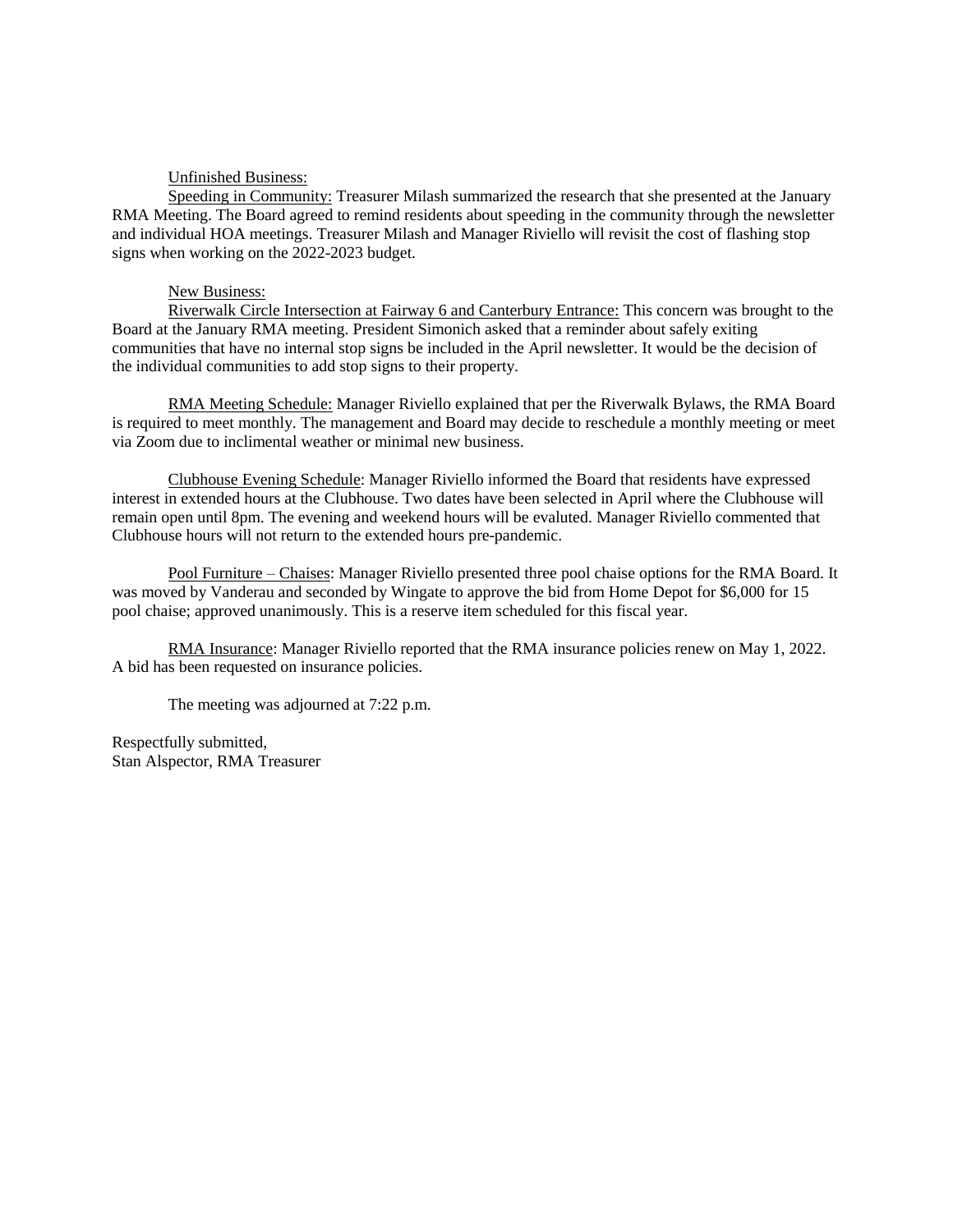Unfinished Business:

Speeding in Community: Treasurer Milash summarized the research that she presented at the January RMA Meeting. The Board agreed to remind residents about speeding in the community through the newsletter and individual HOA meetings. Treasurer Milash and Manager Riviello will revisit the cost of flashing stop signs when working on the 2022-2023 budget.

New Business:

Riverwalk Circle Intersection at Fairway 6 and Canterbury Entrance: This concern was brought to the Board at the January RMA meeting. President Simonich asked that a reminder about safely exiting communities that have no internal stop signs be included in the April newsletter. It would be the decision of the individual communities to add stop signs to their property.

RMA Meeting Schedule: Manager Riviello explained that per the Riverwalk Bylaws, the RMA Board is required to meet monthly. The management and Board may decide to reschedule a monthly meeting or meet via Zoom due to inclimental weather or minimal new business.

Clubhouse Evening Schedule: Manager Riviello informed the Board that residents have expressed interest in extended hours at the Clubhouse. Two dates have been selected in April where the Clubhouse will remain open until 8pm. The evening and weekend hours will be evaluted. Manager Riviello commented that Clubhouse hours will not return to the extended hours pre-pandemic.

Pool Furniture – Chaises: Manager Riviello presented three pool chaise options for the RMA Board. It was moved by Vanderau and seconded by Wingate to approve the bid from Home Depot for $6,000 for 15 pool chaise; approved unanimously. This is a reserve item scheduled for this fiscal year.

RMA Insurance: Manager Riviello reported that the RMA insurance policies renew on May 1, 2022. A bid has been requested on insurance policies.

The meeting was adjourned at 7:22 p.m.

Respectfully submitted,
Stan Alspector, RMA Treasurer